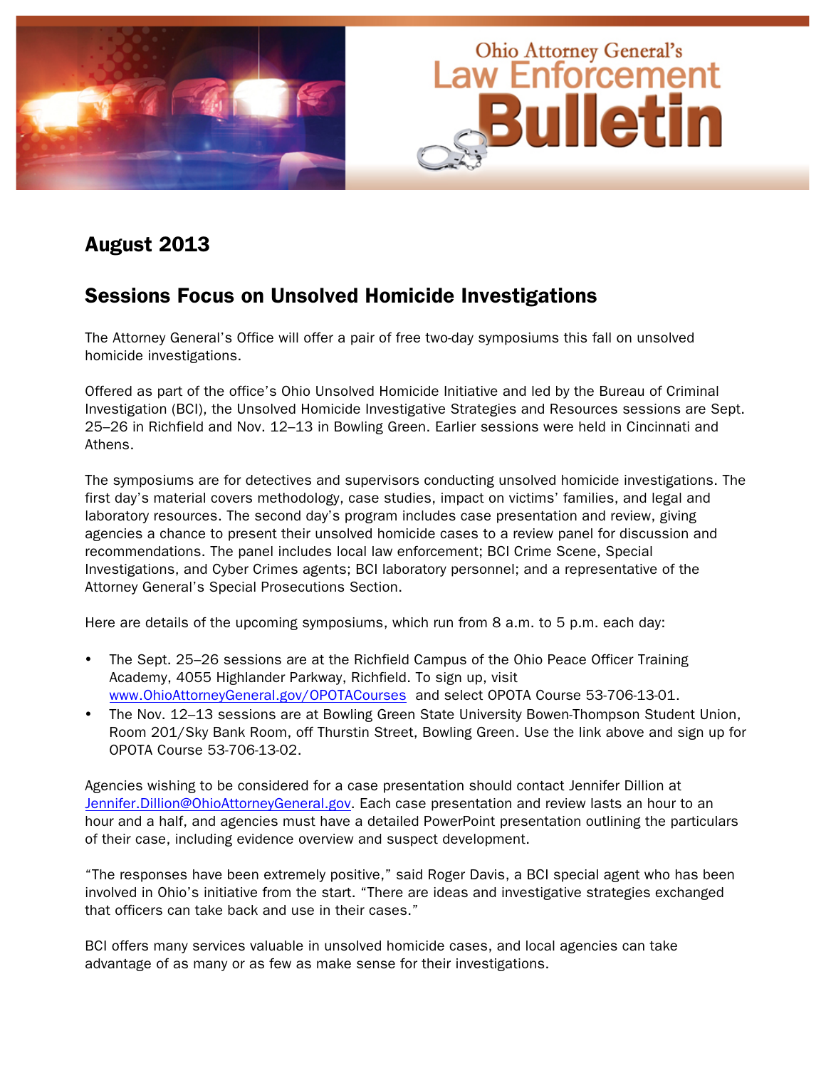# Ohio Attorney General's Law Enforcement Bulletin

## August 2013

## Sessions Focus on Unsolved Homicide Investigations

The Attorney General's Office will offer a pair of free two-day symposiums this fall on unsolved homicide investigations.

Offered as part of the office's Ohio Unsolved Homicide Initiative and led by the Bureau of Criminal Investigation (BCI), the Unsolved Homicide Investigative Strategies and Resources sessions are Sept. 25–26 in Richfield and Nov. 12–13 in Bowling Green. Earlier sessions were held in Cincinnati and Athens.

The symposiums are for detectives and supervisors conducting unsolved homicide investigations. The first day's material covers methodology, case studies, impact on victims' families, and legal and laboratory resources. The second day's program includes case presentation and review, giving agencies a chance to present their unsolved homicide cases to a review panel for discussion and recommendations. The panel includes local law enforcement; BCI Crime Scene, Special Investigations, and Cyber Crimes agents; BCI laboratory personnel; and a representative of the Attorney General's Special Prosecutions Section.

Here are details of the upcoming symposiums, which run from 8 a.m. to 5 p.m. each day:

- The Sept. 25–26 sessions are at the Richfield Campus of the Ohio Peace Officer Training Academy, 4055 Highlander Parkway, Richfield. To sign up, visit www.OhioAttorneyGeneral.gov/OPOTACourses and select OPOTA Course 53-706-13-01.
- The Nov. 12–13 sessions are at Bowling Green State University Bowen-Thompson Student Union, Room 201/Sky Bank Room, off Thurstin Street, Bowling Green. Use the link above and sign up for OPOTA Course 53-706-13-02.

Agencies wishing to be considered for a case presentation should contact Jennifer Dillion at Jennifer.Dillion@OhioAttorneyGeneral.gov. Each case presentation and review lasts an hour to an hour and a half, and agencies must have a detailed PowerPoint presentation outlining the particulars of their case, including evidence overview and suspect development.

"The responses have been extremely positive," said Roger Davis, a BCI special agent who has been involved in Ohio's initiative from the start. "There are ideas and investigative strategies exchanged that officers can take back and use in their cases."

BCI offers many services valuable in unsolved homicide cases, and local agencies can take advantage of as many or as few as make sense for their investigations.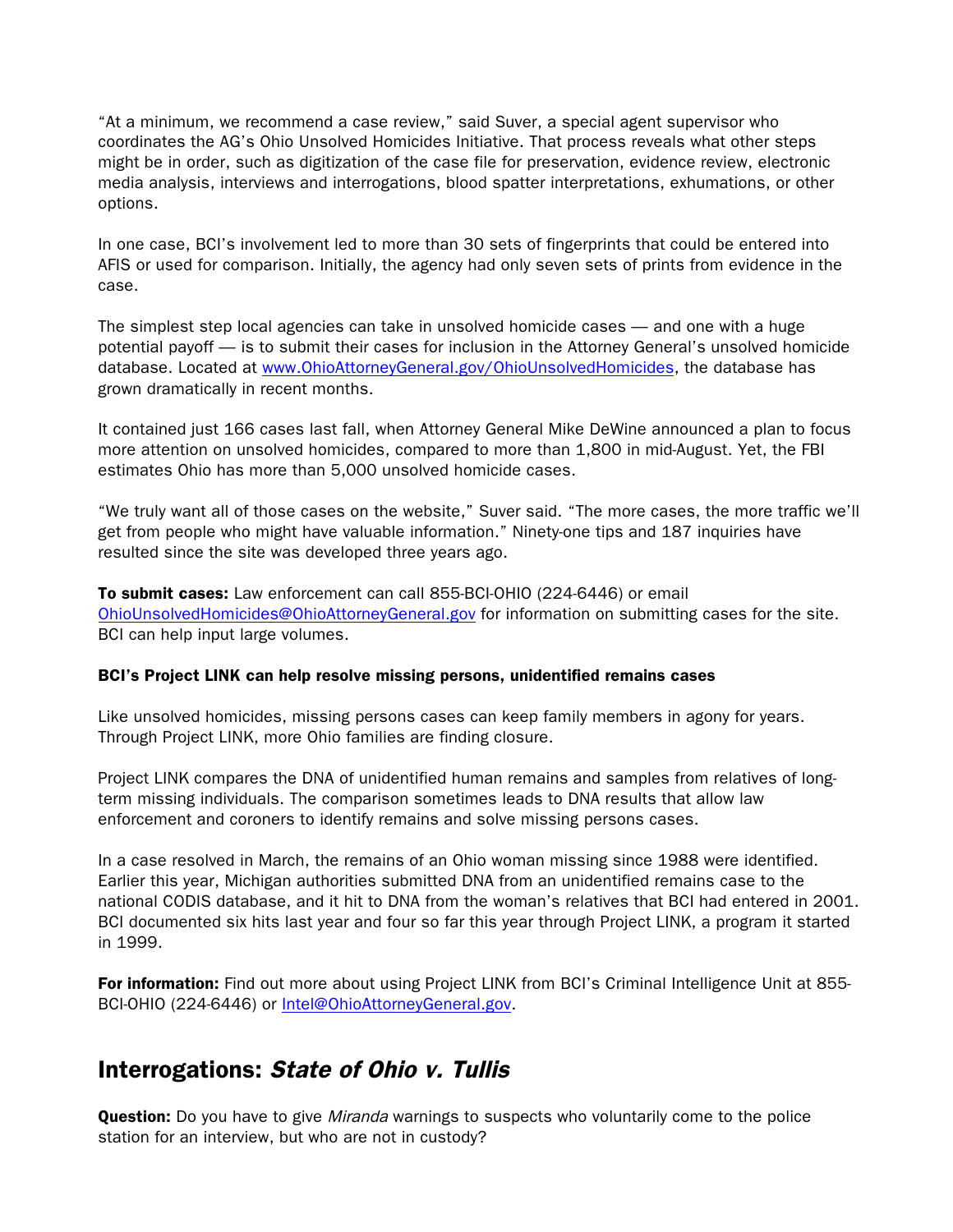"At a minimum, we recommend a case review," said Suver, a special agent supervisor who coordinates the AG's Ohio Unsolved Homicides Initiative. That process reveals what other steps might be in order, such as digitization of the case file for preservation, evidence review, electronic media analysis, interviews and interrogations, blood spatter interpretations, exhumations, or other options.

In one case, BCI's involvement led to more than 30 sets of fingerprints that could be entered into AFIS or used for comparison. Initially, the agency had only seven sets of prints from evidence in the case.

The simplest step local agencies can take in unsolved homicide cases — and one with a huge potential payoff — is to submit their cases for inclusion in the Attorney General's unsolved homicide database. Located at [www.OhioAttorneyGeneral.gov/OhioUnsolvedHomicides](http://www.OhioAttorneyGeneral.gov/OhioUnsolvedHomicides), the database has grown dramatically in recent months.

It contained just 166 cases last fall, when Attorney General Mike DeWine announced a plan to focus more attention on unsolved homicides, compared to more than 1,800 in mid-August. Yet, the FBI estimates Ohio has more than 5,000 unsolved homicide cases.

"We truly want all of those cases on the website," Suver said. "The more cases, the more traffic we'll get from people who might have valuable information." Ninety-one tips and 187 inquiries have resulted since the site was developed three years ago.

**To submit cases:** Law enforcement can call 855-BCI-OHIO (224-6446) or email [OhioUnsolvedHomicides@OhioAttorneyGeneral.gov](mailto:OhioUnsolvedHomicides@OhioAttorneyGeneral.gov) for information on submitting cases for the site. BCI can help input large volumes.

**BCI's Project LINK can help resolve missing persons, unidentified remains cases**

Like unsolved homicides, missing persons cases can keep family members in agony for years. Through Project LINK, more Ohio families are finding closure.

Project LINK compares the DNA of unidentified human remains and samples from relatives of long-term missing individuals. The comparison sometimes leads to DNA results that allow law enforcement and coroners to identify remains and solve missing persons cases.

In a case resolved in March, the remains of an Ohio woman missing since 1988 were identified. Earlier this year, Michigan authorities submitted DNA from an unidentified remains case to the national CODIS database, and it hit to DNA from the woman's relatives that BCI had entered in 2001. BCI documented six hits last year and four so far this year through Project LINK, a program it started in 1999.

**For information:** Find out more about using Project LINK from BCI's Criminal Intelligence Unit at 855-BCI-OHIO (224-6446) or [Intel@OhioAttorneyGeneral.gov](mailto:Intel@OhioAttorneyGeneral.gov).

## Interrogations: *State of Ohio v. Tullis*

**Question:** Do you have to give *Miranda* warnings to suspects who voluntarily come to the police station for an interview, but who are not in custody?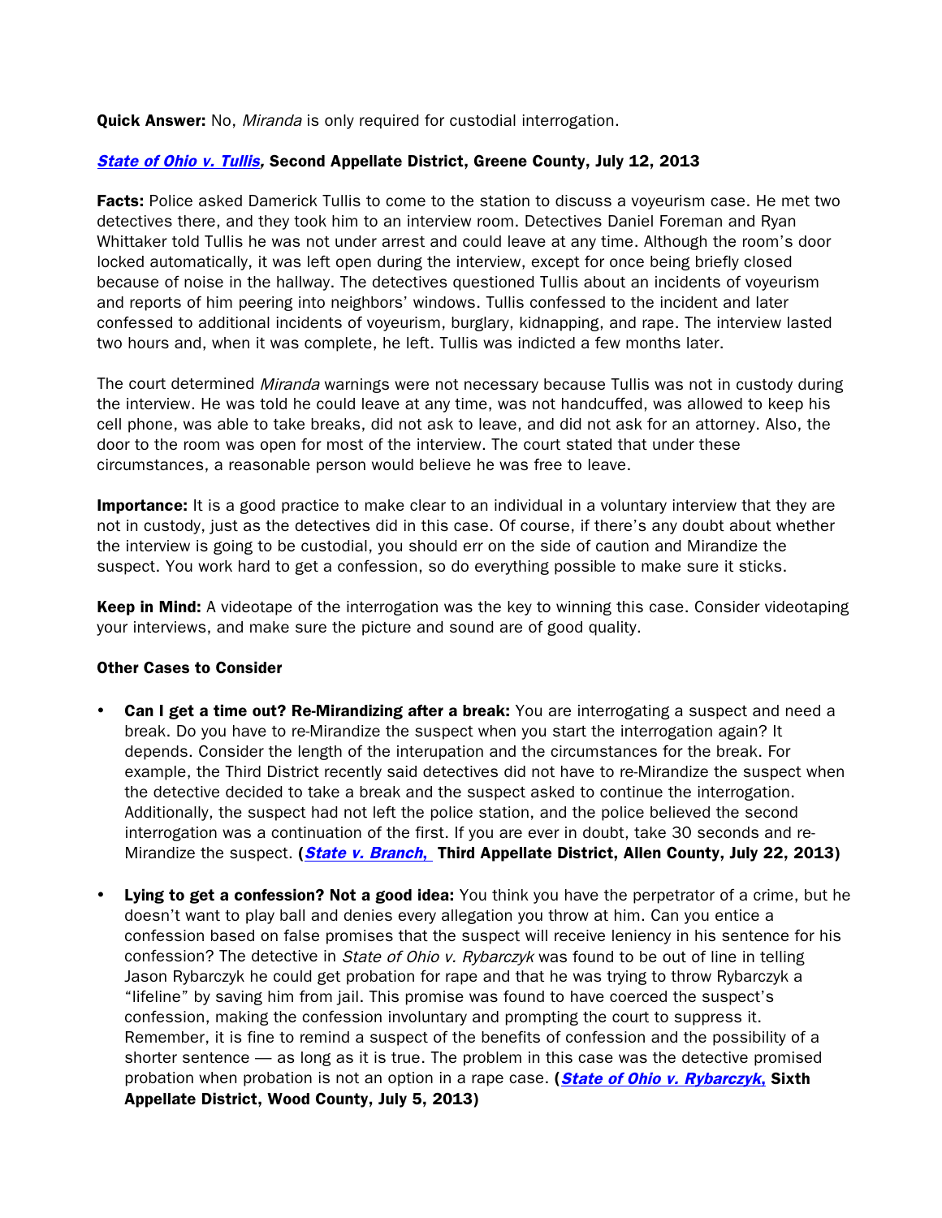**Quick Answer:** No, *Miranda* is only required for custodial interrogation.

***State of Ohio v. Tullis*, Second Appellate District, Greene County, July 12, 2013**

**Facts:** Police asked Damerick Tullis to come to the station to discuss a voyeurism case. He met two detectives there, and they took him to an interview room. Detectives Daniel Foreman and Ryan Whittaker told Tullis he was not under arrest and could leave at any time. Although the room's door locked automatically, it was left open during the interview, except for once being briefly closed because of noise in the hallway. The detectives questioned Tullis about an incidents of voyeurism and reports of him peering into neighbors' windows. Tullis confessed to the incident and later confessed to additional incidents of voyeurism, burglary, kidnapping, and rape. The interview lasted two hours and, when it was complete, he left. Tullis was indicted a few months later.

The court determined *Miranda* warnings were not necessary because Tullis was not in custody during the interview. He was told he could leave at any time, was not handcuffed, was allowed to keep his cell phone, was able to take breaks, did not ask to leave, and did not ask for an attorney. Also, the door to the room was open for most of the interview. The court stated that under these circumstances, a reasonable person would believe he was free to leave.

**Importance:** It is a good practice to make clear to an individual in a voluntary interview that they are not in custody, just as the detectives did in this case. Of course, if there's any doubt about whether the interview is going to be custodial, you should err on the side of caution and Mirandize the suspect. You work hard to get a confession, so do everything possible to make sure it sticks.

**Keep in Mind:** A videotape of the interrogation was the key to winning this case. Consider videotaping your interviews, and make sure the picture and sound are of good quality.

**Other Cases to Consider**

- **Can I get a time out? Re-Mirandizing after a break:** You are interrogating a suspect and need a break. Do you have to re-Mirandize the suspect when you start the interrogation again? It depends. Consider the length of the interupation and the circumstances for the break. For example, the Third District recently said detectives did not have to re-Mirandize the suspect when the detective decided to take a break and the suspect asked to continue the interrogation. Additionally, the suspect had not left the police station, and the police believed the second interrogation was a continuation of the first. If you are ever in doubt, take 30 seconds and re-Mirandize the suspect. **(*State v. Branch,* Third Appellate District, Allen County, July 22, 2013)**

- **Lying to get a confession? Not a good idea:** You think you have the perpetrator of a crime, but he doesn't want to play ball and denies every allegation you throw at him. Can you entice a confession based on false promises that the suspect will receive leniency in his sentence for his confession? The detective in *State of Ohio v. Rybarczyk* was found to be out of line in telling Jason Rybarczyk he could get probation for rape and that he was trying to throw Rybarczyk a "lifeline" by saving him from jail. This promise was found to have coerced the suspect's confession, making the confession involuntary and prompting the court to suppress it. Remember, it is fine to remind a suspect of the benefits of confession and the possibility of a shorter sentence — as long as it is true. The problem in this case was the detective promised probation when probation is not an option in a rape case. **(*State of Ohio v. Rybarczyk,* Sixth Appellate District, Wood County, July 5, 2013)**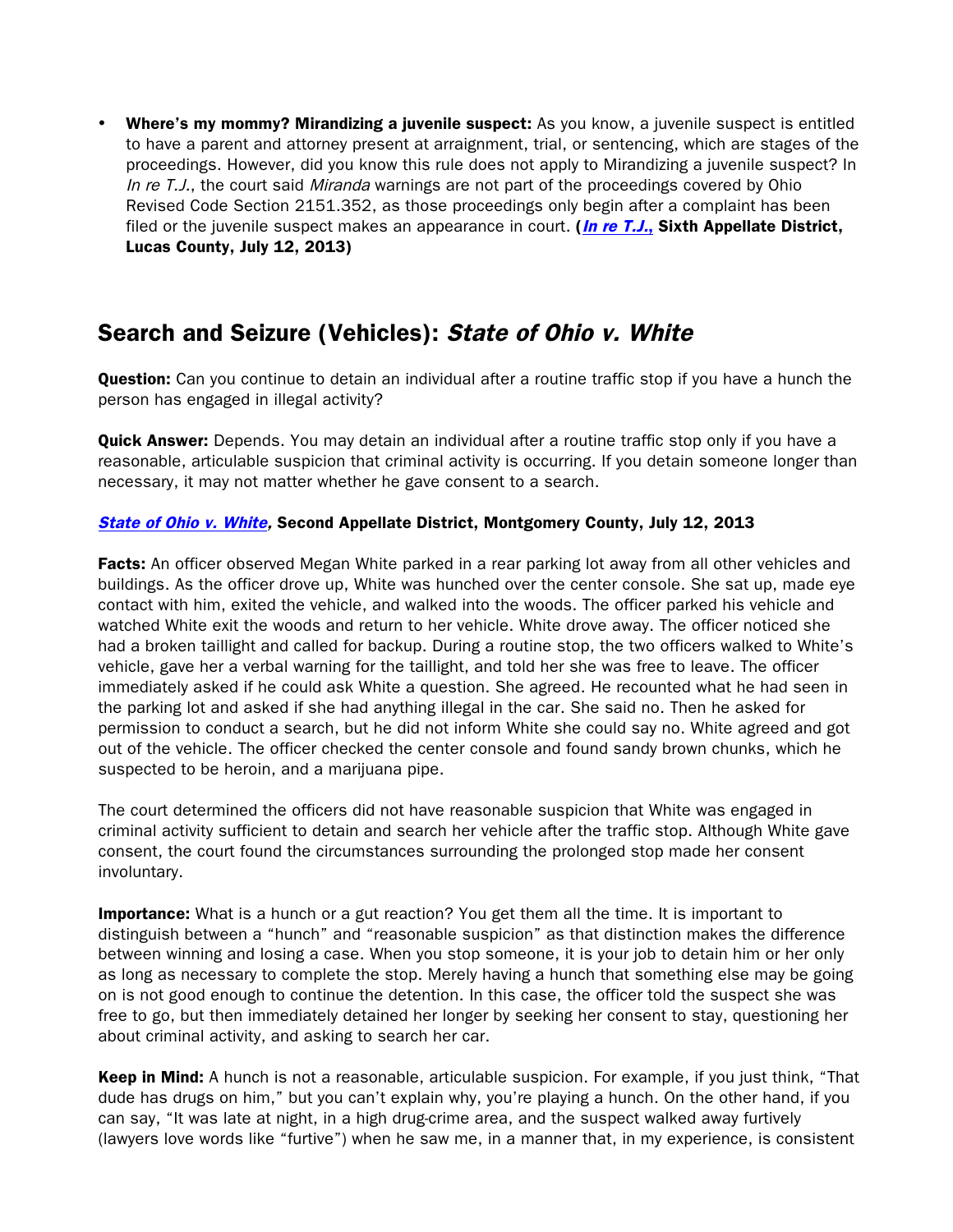- **Where's my mommy? Mirandizing a juvenile suspect:** As you know, a juvenile suspect is entitled to have a parent and attorney present at arraignment, trial, or sentencing, which are stages of the proceedings. However, did you know this rule does not apply to Mirandizing a juvenile suspect? In *In re T.J.*, the court said *Miranda* warnings are not part of the proceedings covered by Ohio Revised Code Section 2151.352, as those proceedings only begin after a complaint has been filed or the juvenile suspect makes an appearance in court. **(*In re T.J.*, Sixth Appellate District, Lucas County, July 12, 2013)**

## Search and Seizure (Vehicles): *State of Ohio v. White*

**Question:** Can you continue to detain an individual after a routine traffic stop if you have a hunch the person has engaged in illegal activity?

**Quick Answer:** Depends. You may detain an individual after a routine traffic stop only if you have a reasonable, articulable suspicion that criminal activity is occurring. If you detain someone longer than necessary, it may not matter whether he gave consent to a search.

***State of Ohio v. White*, Second Appellate District, Montgomery County, July 12, 2013**

**Facts:** An officer observed Megan White parked in a rear parking lot away from all other vehicles and buildings. As the officer drove up, White was hunched over the center console. She sat up, made eye contact with him, exited the vehicle, and walked into the woods. The officer parked his vehicle and watched White exit the woods and return to her vehicle. White drove away. The officer noticed she had a broken taillight and called for backup. During a routine stop, the two officers walked to White's vehicle, gave her a verbal warning for the taillight, and told her she was free to leave. The officer immediately asked if he could ask White a question. She agreed. He recounted what he had seen in the parking lot and asked if she had anything illegal in the car. She said no. Then he asked for permission to conduct a search, but he did not inform White she could say no. White agreed and got out of the vehicle. The officer checked the center console and found sandy brown chunks, which he suspected to be heroin, and a marijuana pipe.

The court determined the officers did not have reasonable suspicion that White was engaged in criminal activity sufficient to detain and search her vehicle after the traffic stop. Although White gave consent, the court found the circumstances surrounding the prolonged stop made her consent involuntary.

**Importance:** What is a hunch or a gut reaction? You get them all the time. It is important to distinguish between a "hunch" and "reasonable suspicion" as that distinction makes the difference between winning and losing a case. When you stop someone, it is your job to detain him or her only as long as necessary to complete the stop. Merely having a hunch that something else may be going on is not good enough to continue the detention. In this case, the officer told the suspect she was free to go, but then immediately detained her longer by seeking her consent to stay, questioning her about criminal activity, and asking to search her car.

**Keep in Mind:** A hunch is not a reasonable, articulable suspicion. For example, if you just think, "That dude has drugs on him," but you can't explain why, you're playing a hunch. On the other hand, if you can say, "It was late at night, in a high drug-crime area, and the suspect walked away furtively (lawyers love words like "furtive") when he saw me, in a manner that, in my experience, is consistent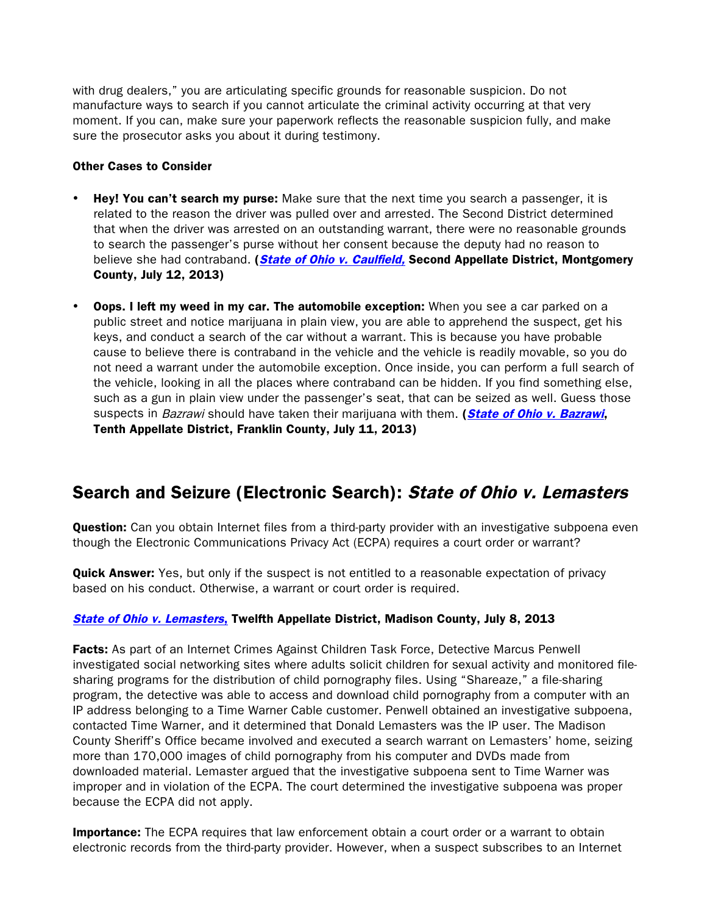with drug dealers," you are articulating specific grounds for reasonable suspicion. Do not manufacture ways to search if you cannot articulate the criminal activity occurring at that very moment. If you can, make sure your paperwork reflects the reasonable suspicion fully, and make sure the prosecutor asks you about it during testimony.

**Other Cases to Consider**

- **Hey! You can't search my purse:** Make sure that the next time you search a passenger, it is related to the reason the driver was pulled over and arrested. The Second District determined that when the driver was arrested on an outstanding warrant, there were no reasonable grounds to search the passenger's purse without her consent because the deputy had no reason to believe she had contraband. **(*State of Ohio v. Caulfield,* Second Appellate District, Montgomery County, July 12, 2013)**

- **Oops. I left my weed in my car. The automobile exception:** When you see a car parked on a public street and notice marijuana in plain view, you are able to apprehend the suspect, get his keys, and conduct a search of the car without a warrant. This is because you have probable cause to believe there is contraband in the vehicle and the vehicle is readily movable, so you do not need a warrant under the automobile exception. Once inside, you can perform a full search of the vehicle, looking in all the places where contraband can be hidden. If you find something else, such as a gun in plain view under the passenger's seat, that can be seized as well. Guess those suspects in *Bazrawi* should have taken their marijuana with them. **(*State of Ohio v. Bazrawi*, Tenth Appellate District, Franklin County, July 11, 2013)**

## Search and Seizure (Electronic Search): *State of Ohio v. Lemasters*

**Question:** Can you obtain Internet files from a third-party provider with an investigative subpoena even though the Electronic Communications Privacy Act (ECPA) requires a court order or warrant?

**Quick Answer:** Yes, but only if the suspect is not entitled to a reasonable expectation of privacy based on his conduct. Otherwise, a warrant or court order is required.

***State of Ohio v. Lemasters,* Twelfth Appellate District, Madison County, July 8, 2013**

**Facts:** As part of an Internet Crimes Against Children Task Force, Detective Marcus Penwell investigated social networking sites where adults solicit children for sexual activity and monitored file-sharing programs for the distribution of child pornography files. Using "Shareaze," a file-sharing program, the detective was able to access and download child pornography from a computer with an IP address belonging to a Time Warner Cable customer. Penwell obtained an investigative subpoena, contacted Time Warner, and it determined that Donald Lemasters was the IP user. The Madison County Sheriff's Office became involved and executed a search warrant on Lemasters' home, seizing more than 170,000 images of child pornography from his computer and DVDs made from downloaded material. Lemaster argued that the investigative subpoena sent to Time Warner was improper and in violation of the ECPA. The court determined the investigative subpoena was proper because the ECPA did not apply.

**Importance:** The ECPA requires that law enforcement obtain a court order or a warrant to obtain electronic records from the third-party provider. However, when a suspect subscribes to an Internet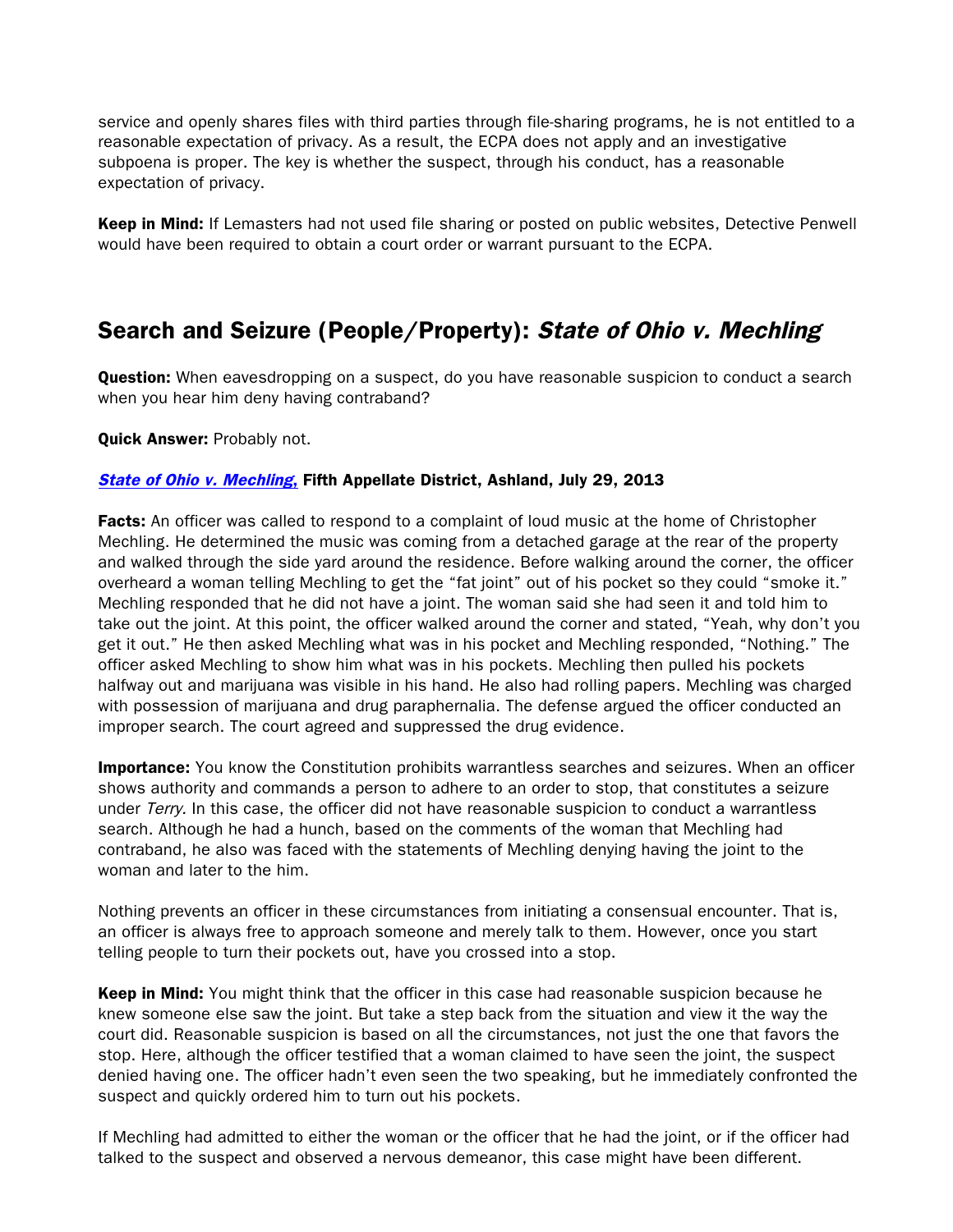service and openly shares files with third parties through file-sharing programs, he is not entitled to a reasonable expectation of privacy. As a result, the ECPA does not apply and an investigative subpoena is proper. The key is whether the suspect, through his conduct, has a reasonable expectation of privacy.

**Keep in Mind:** If Lemasters had not used file sharing or posted on public websites, Detective Penwell would have been required to obtain a court order or warrant pursuant to the ECPA.

## Search and Seizure (People/Property): *State of Ohio v. Mechling*

**Question:** When eavesdropping on a suspect, do you have reasonable suspicion to conduct a search when you hear him deny having contraband?

**Quick Answer:** Probably not.

***State of Ohio v. Mechling,*** **Fifth Appellate District, Ashland, July 29, 2013**

**Facts:** An officer was called to respond to a complaint of loud music at the home of Christopher Mechling. He determined the music was coming from a detached garage at the rear of the property and walked through the side yard around the residence. Before walking around the corner, the officer overheard a woman telling Mechling to get the "fat joint" out of his pocket so they could "smoke it." Mechling responded that he did not have a joint. The woman said she had seen it and told him to take out the joint. At this point, the officer walked around the corner and stated, "Yeah, why don't you get it out." He then asked Mechling what was in his pocket and Mechling responded, "Nothing." The officer asked Mechling to show him what was in his pockets. Mechling then pulled his pockets halfway out and marijuana was visible in his hand. He also had rolling papers. Mechling was charged with possession of marijuana and drug paraphernalia. The defense argued the officer conducted an improper search. The court agreed and suppressed the drug evidence.

**Importance:** You know the Constitution prohibits warrantless searches and seizures. When an officer shows authority and commands a person to adhere to an order to stop, that constitutes a seizure under *Terry.* In this case, the officer did not have reasonable suspicion to conduct a warrantless search. Although he had a hunch, based on the comments of the woman that Mechling had contraband, he also was faced with the statements of Mechling denying having the joint to the woman and later to the him.

Nothing prevents an officer in these circumstances from initiating a consensual encounter. That is, an officer is always free to approach someone and merely talk to them. However, once you start telling people to turn their pockets out, have you crossed into a stop.

**Keep in Mind:** You might think that the officer in this case had reasonable suspicion because he knew someone else saw the joint. But take a step back from the situation and view it the way the court did. Reasonable suspicion is based on all the circumstances, not just the one that favors the stop. Here, although the officer testified that a woman claimed to have seen the joint, the suspect denied having one. The officer hadn't even seen the two speaking, but he immediately confronted the suspect and quickly ordered him to turn out his pockets.

If Mechling had admitted to either the woman or the officer that he had the joint, or if the officer had talked to the suspect and observed a nervous demeanor, this case might have been different.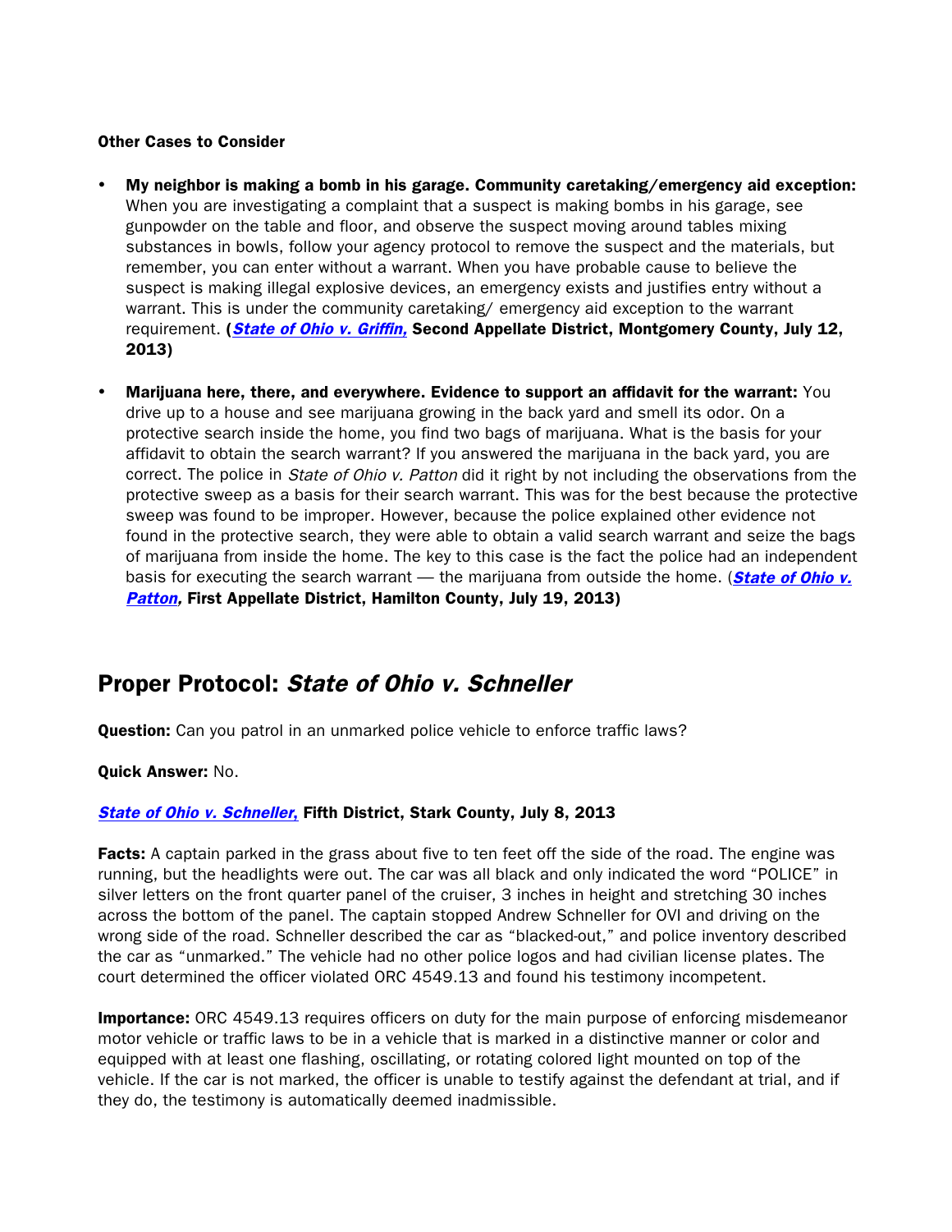**Other Cases to Consider**

- **My neighbor is making a bomb in his garage. Community caretaking/emergency aid exception:** When you are investigating a complaint that a suspect is making bombs in his garage, see gunpowder on the table and floor, and observe the suspect moving around tables mixing substances in bowls, follow your agency protocol to remove the suspect and the materials, but remember, you can enter without a warrant. When you have probable cause to believe the suspect is making illegal explosive devices, an emergency exists and justifies entry without a warrant. This is under the community caretaking/ emergency aid exception to the warrant requirement. **(*State of Ohio v. Griffin,* Second Appellate District, Montgomery County, July 12, 2013)**

- **Marijuana here, there, and everywhere. Evidence to support an affidavit for the warrant:** You drive up to a house and see marijuana growing in the back yard and smell its odor. On a protective search inside the home, you find two bags of marijuana. What is the basis for your affidavit to obtain the search warrant? If you answered the marijuana in the back yard, you are correct. The police in *State of Ohio v. Patton* did it right by not including the observations from the protective sweep as a basis for their search warrant. This was for the best because the protective sweep was found to be improper. However, because the police explained other evidence not found in the protective search, they were able to obtain a valid search warrant and seize the bags of marijuana from inside the home. The key to this case is the fact the police had an independent basis for executing the search warrant — the marijuana from outside the home. (***State of Ohio v. Patton,*** **First Appellate District, Hamilton County, July 19, 2013)**

## Proper Protocol: *State of Ohio v. Schneller*

**Question:** Can you patrol in an unmarked police vehicle to enforce traffic laws?

**Quick Answer:** No.

***State of Ohio v. Schneller,*** **Fifth District, Stark County, July 8, 2013**

**Facts:** A captain parked in the grass about five to ten feet off the side of the road. The engine was running, but the headlights were out. The car was all black and only indicated the word "POLICE" in silver letters on the front quarter panel of the cruiser, 3 inches in height and stretching 30 inches across the bottom of the panel. The captain stopped Andrew Schneller for OVI and driving on the wrong side of the road. Schneller described the car as "blacked-out," and police inventory described the car as "unmarked." The vehicle had no other police logos and had civilian license plates. The court determined the officer violated ORC 4549.13 and found his testimony incompetent.

**Importance:** ORC 4549.13 requires officers on duty for the main purpose of enforcing misdemeanor motor vehicle or traffic laws to be in a vehicle that is marked in a distinctive manner or color and equipped with at least one flashing, oscillating, or rotating colored light mounted on top of the vehicle. If the car is not marked, the officer is unable to testify against the defendant at trial, and if they do, the testimony is automatically deemed inadmissible.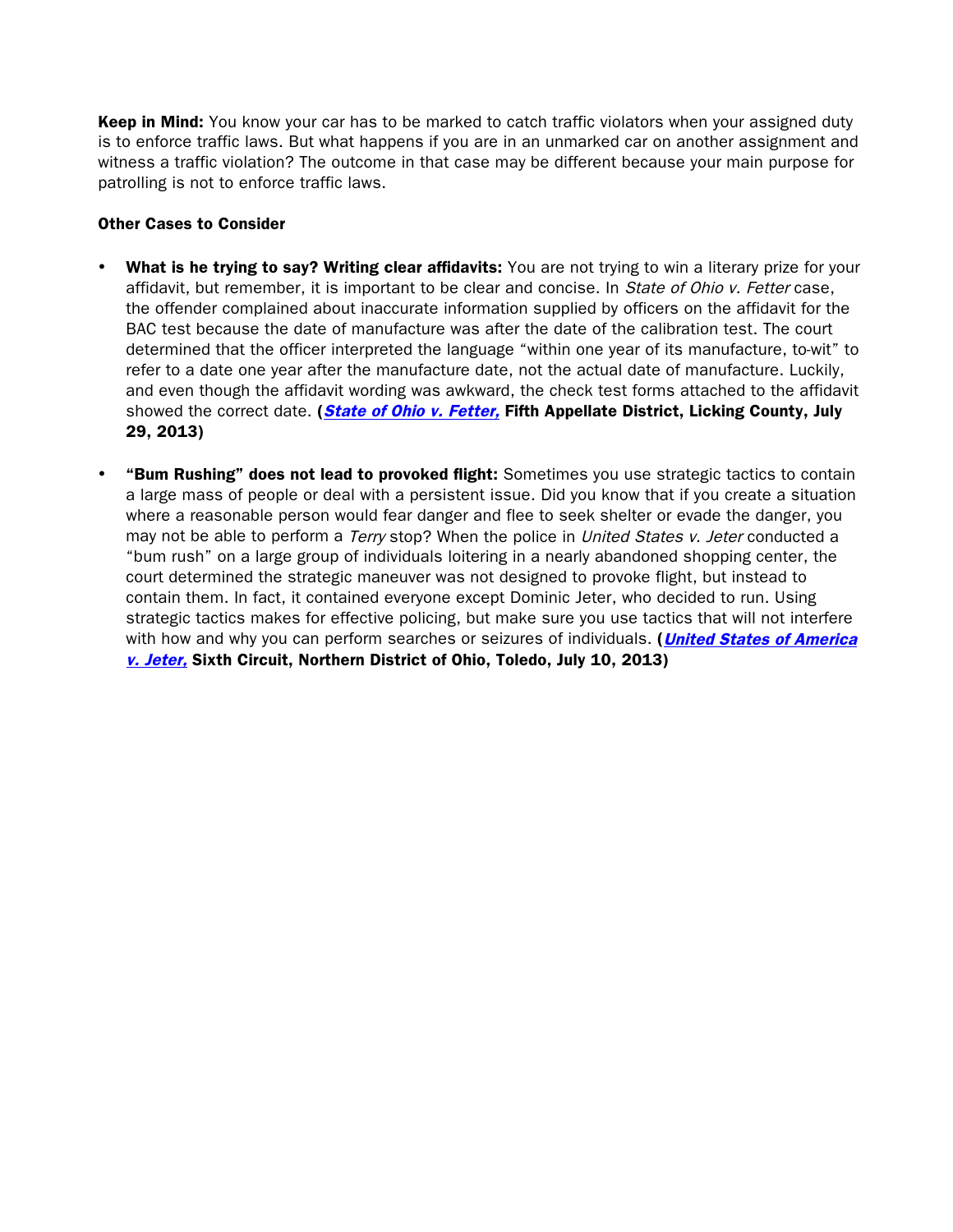**Keep in Mind:** You know your car has to be marked to catch traffic violators when your assigned duty is to enforce traffic laws. But what happens if you are in an unmarked car on another assignment and witness a traffic violation? The outcome in that case may be different because your main purpose for patrolling is not to enforce traffic laws.

**Other Cases to Consider**

- **What is he trying to say? Writing clear affidavits:** You are not trying to win a literary prize for your affidavit, but remember, it is important to be clear and concise. In *State of Ohio v. Fetter* case, the offender complained about inaccurate information supplied by officers on the affidavit for the BAC test because the date of manufacture was after the date of the calibration test. The court determined that the officer interpreted the language "within one year of its manufacture, to-wit" to refer to a date one year after the manufacture date, not the actual date of manufacture. Luckily, and even though the affidavit wording was awkward, the check test forms attached to the affidavit showed the correct date. **(*State of Ohio v. Fetter,* Fifth Appellate District, Licking County, July 29, 2013)**

- **"Bum Rushing" does not lead to provoked flight:** Sometimes you use strategic tactics to contain a large mass of people or deal with a persistent issue. Did you know that if you create a situation where a reasonable person would fear danger and flee to seek shelter or evade the danger, you may not be able to perform a *Terry* stop? When the police in *United States v. Jeter* conducted a "bum rush" on a large group of individuals loitering in a nearly abandoned shopping center, the court determined the strategic maneuver was not designed to provoke flight, but instead to contain them. In fact, it contained everyone except Dominic Jeter, who decided to run. Using strategic tactics makes for effective policing, but make sure you use tactics that will not interfere with how and why you can perform searches or seizures of individuals. **(*United States of America v. Jeter,* Sixth Circuit, Northern District of Ohio, Toledo, July 10, 2013)**